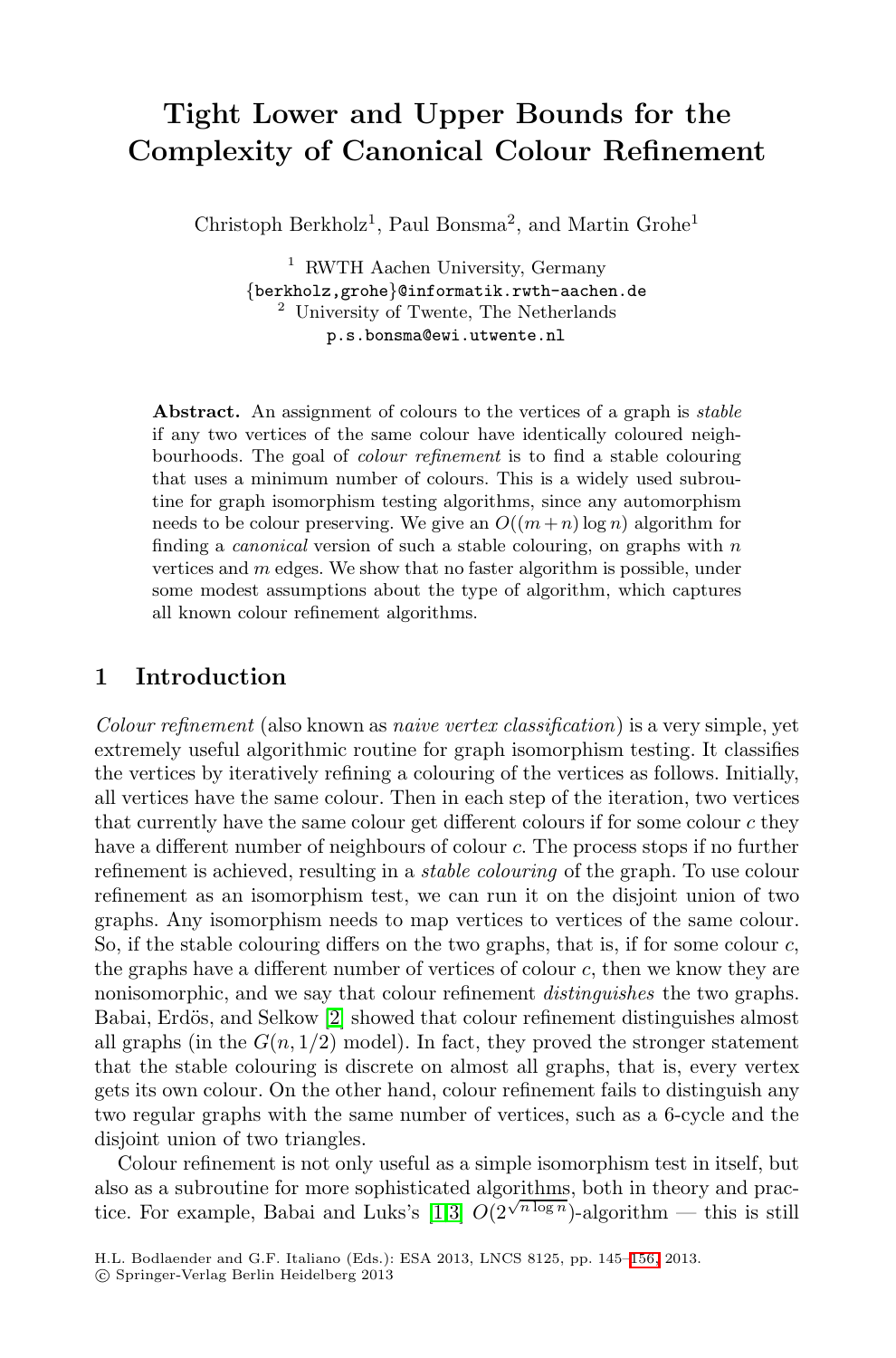# Tight Lower and Upper Bounds for the Complexity of Canonical Colour Refinement

Christoph Berkholz[1], Paul Bonsma[2], and Martin Grohe[1]

[1] RWTH Aachen University, Germany
{berkholz,grohe}@informatik.rwth-aachen.de
[2] University of Twente, The Netherlands
p.s.bonsma@ewi.utwente.nl

**Abstract.** An assignment of colours to the vertices of a graph is *stable* if any two vertices of the same colour have identically coloured neighbourhoods. The goal of *colour refinement* is to find a stable colouring that uses a minimum number of colours. This is a widely used subroutine for graph isomorphism testing algorithms, since any automorphism needs to be colour preserving. We give an $O((m+n)\log n)$ algorithm for finding a *canonical* version of such a stable colouring, on graphs with $n$ vertices and $m$ edges. We show that no faster algorithm is possible, under some modest assumptions about the type of algorithm, which captures all known colour refinement algorithms.

## 1 Introduction

*Colour refinement* (also known as *naive vertex classification*) is a very simple, yet extremely useful algorithmic routine for graph isomorphism testing. It classifies the vertices by iteratively refining a colouring of the vertices as follows. Initially, all vertices have the same colour. Then in each step of the iteration, two vertices that currently have the same colour get different colours if for some colour $c$ they have a different number of neighbours of colour $c$. The process stops if no further refinement is achieved, resulting in a *stable colouring* of the graph. To use colour refinement as an isomorphism test, we can run it on the disjoint union of two graphs. Any isomorphism needs to map vertices to vertices of the same colour. So, if the stable colouring differs on the two graphs, that is, if for some colour $c$, the graphs have a different number of vertices of colour $c$, then we know they are nonisomorphic, and we say that colour refinement *distinguishes* the two graphs. Babai, Erdös, and Selkow [2] showed that colour refinement distinguishes almost all graphs (in the $G(n, 1/2)$ model). In fact, they proved the stronger statement that the stable colouring is discrete on almost all graphs, that is, every vertex gets its own colour. On the other hand, colour refinement fails to distinguish any two regular graphs with the same number of vertices, such as a 6-cycle and the disjoint union of two triangles.

Colour refinement is not only useful as a simple isomorphism test in itself, but also as a subroutine for more sophisticated algorithms, both in theory and practice. For example, Babai and Luks's [1,3] $O(2^{\sqrt{n \log n}})$-algorithm — this is still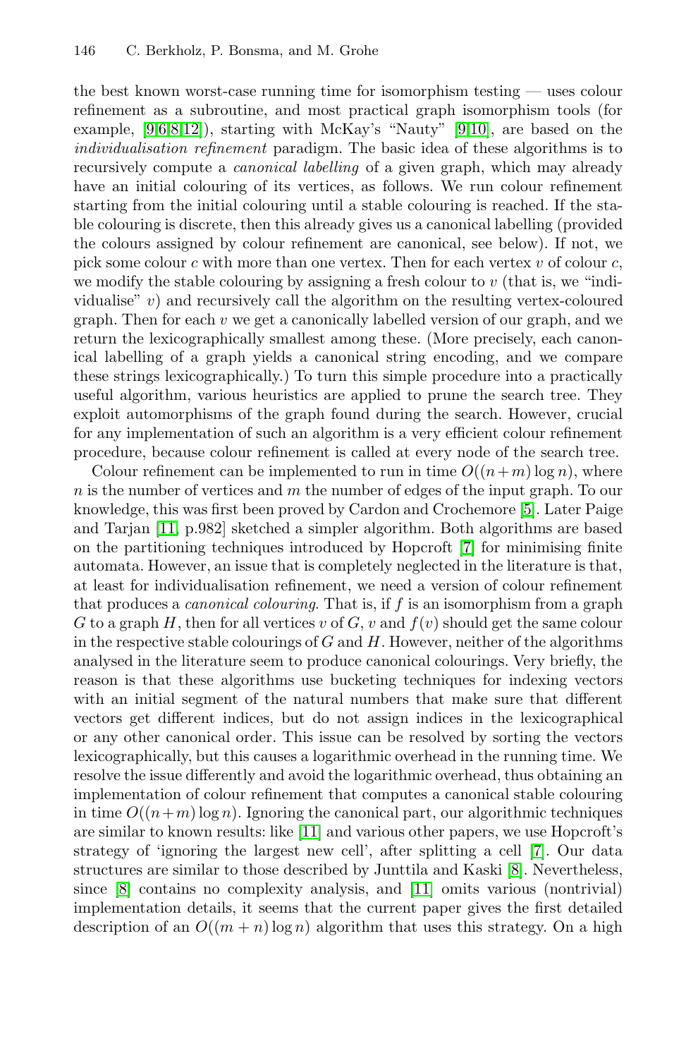the best known worst-case running time for isomorphism testing — uses colour refinement as a subroutine, and most practical graph isomorphism tools (for example, [9,6,8,12]), starting with McKay's "Nauty" [9,10], are based on the *individualisation refinement* paradigm. The basic idea of these algorithms is to recursively compute a *canonical labelling* of a given graph, which may already have an initial colouring of its vertices, as follows. We run colour refinement starting from the initial colouring until a stable colouring is reached. If the stable colouring is discrete, then this already gives us a canonical labelling (provided the colours assigned by colour refinement are canonical, see below). If not, we pick some colour $c$ with more than one vertex. Then for each vertex $v$ of colour $c$, we modify the stable colouring by assigning a fresh colour to $v$ (that is, we "individualise" $v$) and recursively call the algorithm on the resulting vertex-coloured graph. Then for each $v$ we get a canonically labelled version of our graph, and we return the lexicographically smallest among these. (More precisely, each canonical labelling of a graph yields a canonical string encoding, and we compare these strings lexicographically.) To turn this simple procedure into a practically useful algorithm, various heuristics are applied to prune the search tree. They exploit automorphisms of the graph found during the search. However, crucial for any implementation of such an algorithm is a very efficient colour refinement procedure, because colour refinement is called at every node of the search tree.

Colour refinement can be implemented to run in time $O((n+m)\log n)$, where $n$ is the number of vertices and $m$ the number of edges of the input graph. To our knowledge, this was first been proved by Cardon and Crochemore [5]. Later Paige and Tarjan [11, p.982] sketched a simpler algorithm. Both algorithms are based on the partitioning techniques introduced by Hopcroft [7] for minimising finite automata. However, an issue that is completely neglected in the literature is that, at least for individualisation refinement, we need a version of colour refinement that produces a *canonical colouring*. That is, if $f$ is an isomorphism from a graph $G$ to a graph $H$, then for all vertices $v$ of $G$, $v$ and $f(v)$ should get the same colour in the respective stable colourings of $G$ and $H$. However, neither of the algorithms analysed in the literature seem to produce canonical colourings. Very briefly, the reason is that these algorithms use bucketing techniques for indexing vectors with an initial segment of the natural numbers that make sure that different vectors get different indices, but do not assign indices in the lexicographical or any other canonical order. This issue can be resolved by sorting the vectors lexicographically, but this causes a logarithmic overhead in the running time. We resolve the issue differently and avoid the logarithmic overhead, thus obtaining an implementation of colour refinement that computes a canonical stable colouring in time $O((n+m)\log n)$. Ignoring the canonical part, our algorithmic techniques are similar to known results: like [11] and various other papers, we use Hopcroft's strategy of 'ignoring the largest new cell', after splitting a cell [7]. Our data structures are similar to those described by Junttila and Kaski [8]. Nevertheless, since [8] contains no complexity analysis, and [11] omits various (nontrivial) implementation details, it seems that the current paper gives the first detailed description of an $O((m+n)\log n)$ algorithm that uses this strategy. On a high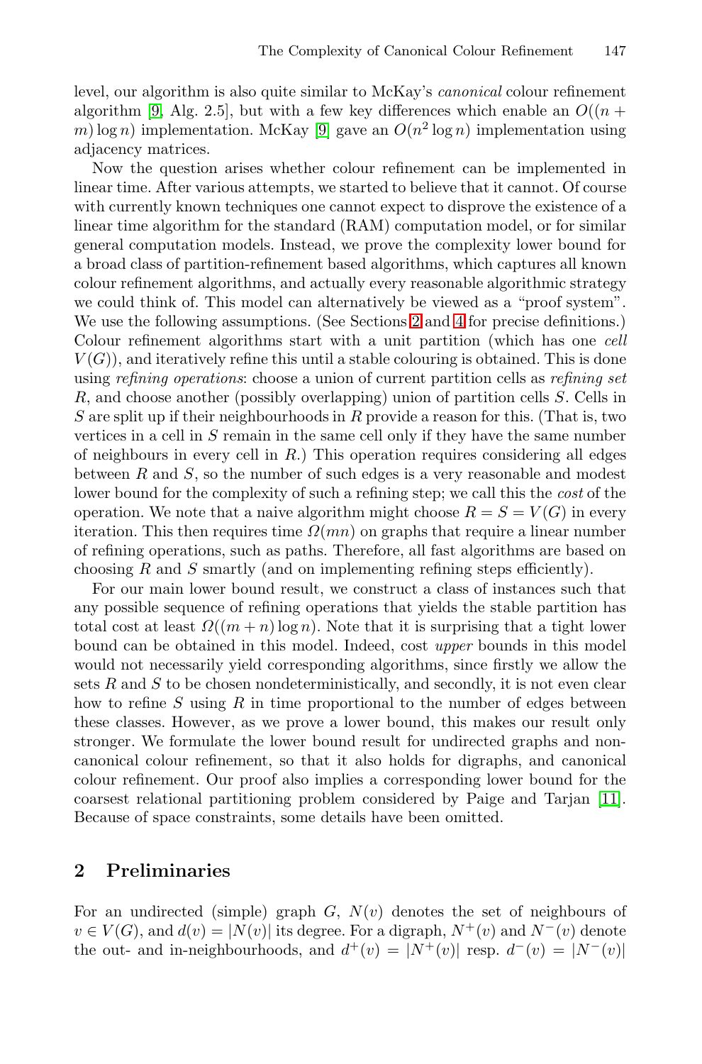level, our algorithm is also quite similar to McKay's *canonical* colour refinement algorithm [9, Alg. 2.5], but with a few key differences which enable an $O((n+m)\log n)$ implementation. McKay [9] gave an $O(n^2 \log n)$ implementation using adjacency matrices.

Now the question arises whether colour refinement can be implemented in linear time. After various attempts, we started to believe that it cannot. Of course with currently known techniques one cannot expect to disprove the existence of a linear time algorithm for the standard (RAM) computation model, or for similar general computation models. Instead, we prove the complexity lower bound for a broad class of partition-refinement based algorithms, which captures all known colour refinement algorithms, and actually every reasonable algorithmic strategy we could think of. This model can alternatively be viewed as a "proof system". We use the following assumptions. (See Sections 2 and 4 for precise definitions.) Colour refinement algorithms start with a unit partition (which has one *cell* $V(G)$), and iteratively refine this until a stable colouring is obtained. This is done using *refining operations*: choose a union of current partition cells as *refining set* $R$, and choose another (possibly overlapping) union of partition cells $S$. Cells in $S$ are split up if their neighbourhoods in $R$ provide a reason for this. (That is, two vertices in a cell in $S$ remain in the same cell only if they have the same number of neighbours in every cell in $R$.) This operation requires considering all edges between $R$ and $S$, so the number of such edges is a very reasonable and modest lower bound for the complexity of such a refining step; we call this the *cost* of the operation. We note that a naive algorithm might choose $R = S = V(G)$ in every iteration. This then requires time $\Omega(mn)$ on graphs that require a linear number of refining operations, such as paths. Therefore, all fast algorithms are based on choosing $R$ and $S$ smartly (and on implementing refining steps efficiently).

For our main lower bound result, we construct a class of instances such that any possible sequence of refining operations that yields the stable partition has total cost at least $\Omega((m+n)\log n)$. Note that it is surprising that a tight lower bound can be obtained in this model. Indeed, cost *upper* bounds in this model would not necessarily yield corresponding algorithms, since firstly we allow the sets $R$ and $S$ to be chosen nondeterministically, and secondly, it is not even clear how to refine $S$ using $R$ in time proportional to the number of edges between these classes. However, as we prove a lower bound, this makes our result only stronger. We formulate the lower bound result for undirected graphs and non-canonical colour refinement, so that it also holds for digraphs, and canonical colour refinement. Our proof also implies a corresponding lower bound for the coarsest relational partitioning problem considered by Paige and Tarjan [11]. Because of space constraints, some details have been omitted.

## 2 Preliminaries

For an undirected (simple) graph $G$, $N(v)$ denotes the set of neighbours of $v \in V(G)$, and $d(v) = |N(v)|$ its degree. For a digraph, $N^+(v)$ and $N^-(v)$ denote the out- and in-neighbourhoods, and $d^+(v) = |N^+(v)|$ resp. $d^-(v) = |N^-(v)|$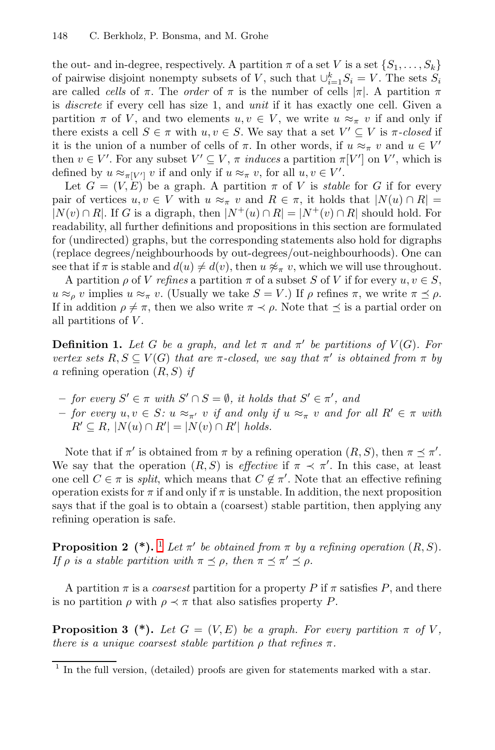the out- and in-degree, respectively. A partition $\pi$ of a set $V$ is a set $\{S_1, \ldots, S_k\}$ of pairwise disjoint nonempty subsets of $V$, such that $\cup_{i=1}^k S_i = V$. The sets $S_i$ are called *cells* of $\pi$. The *order* of $\pi$ is the number of cells $|\pi|$. A partition $\pi$ is *discrete* if every cell has size 1, and *unit* if it has exactly one cell. Given a partition $\pi$ of $V$, and two elements $u, v \in V$, we write $u \approx_\pi v$ if and only if there exists a cell $S \in \pi$ with $u, v \in S$. We say that a set $V' \subseteq V$ is $\pi$-*closed* if it is the union of a number of cells of $\pi$. In other words, if $u \approx_\pi v$ and $u \in V'$ then $v \in V'$. For any subset $V' \subseteq V$, $\pi$ *induces* a partition $\pi[V']$ on $V'$, which is defined by $u \approx_{\pi[V']} v$ if and only if $u \approx_\pi v$, for all $u, v \in V'$.

Let $G = (V, E)$ be a graph. A partition $\pi$ of $V$ is *stable* for $G$ if for every pair of vertices $u, v \in V$ with $u \approx_\pi v$ and $R \in \pi$, it holds that $|N(u) \cap R| = |N(v) \cap R|$. If $G$ is a digraph, then $|N^+(u) \cap R| = |N^+(v) \cap R|$ should hold. For readability, all further definitions and propositions in this section are formulated for (undirected) graphs, but the corresponding statements also hold for digraphs (replace degrees/neighbourhoods by out-degrees/out-neighbourhoods). One can see that if $\pi$ is stable and $d(u) \neq d(v)$, then $u \not\approx_\pi v$, which we will use throughout.

A partition $\rho$ of $V$ *refines* a partition $\pi$ of a subset $S$ of $V$ if for every $u, v \in S$, $u \approx_\rho v$ implies $u \approx_\pi v$. (Usually we take $S = V$.) If $\rho$ refines $\pi$, we write $\pi \preceq \rho$. If in addition $\rho \neq \pi$, then we also write $\pi \prec \rho$. Note that $\preceq$ is a partial order on all partitions of $V$.

**Definition 1.** *Let $G$ be a graph, and let $\pi$ and $\pi'$ be partitions of $V(G)$. For vertex sets $R, S \subseteq V(G)$ that are $\pi$-closed, we say that $\pi'$ is obtained from $\pi$ by a* refining operation $(R, S)$ *if*

- *for every $S' \in \pi$ with $S' \cap S = \emptyset$, it holds that $S' \in \pi'$, and*
- *for every $u, v \in S$: $u \approx_{\pi'} v$ if and only if $u \approx_\pi v$ and for all $R' \in \pi$ with $R' \subseteq R$, $|N(u) \cap R'| = |N(v) \cap R'|$ holds.*

Note that if $\pi'$ is obtained from $\pi$ by a refining operation $(R, S)$, then $\pi \preceq \pi'$. We say that the operation $(R, S)$ is *effective* if $\pi \prec \pi'$. In this case, at least one cell $C \in \pi$ is *split*, which means that $C \notin \pi'$. Note that an effective refining operation exists for $\pi$ if and only if $\pi$ is unstable. In addition, the next proposition says that if the goal is to obtain a (coarsest) stable partition, then applying any refining operation is safe.

**Proposition 2 (\*).** [1] *Let $\pi'$ be obtained from $\pi$ by a refining operation $(R, S)$. If $\rho$ is a stable partition with $\pi \preceq \rho$, then $\pi \preceq \pi' \preceq \rho$.*

A partition $\pi$ is a *coarsest* partition for a property $P$ if $\pi$ satisfies $P$, and there is no partition $\rho$ with $\rho \prec \pi$ that also satisfies property $P$.

**Proposition 3 (\*).** *Let $G = (V, E)$ be a graph. For every partition $\pi$ of $V$, there is a unique coarsest stable partition $\rho$ that refines $\pi$.*

[1] In the full version, (detailed) proofs are given for statements marked with a star.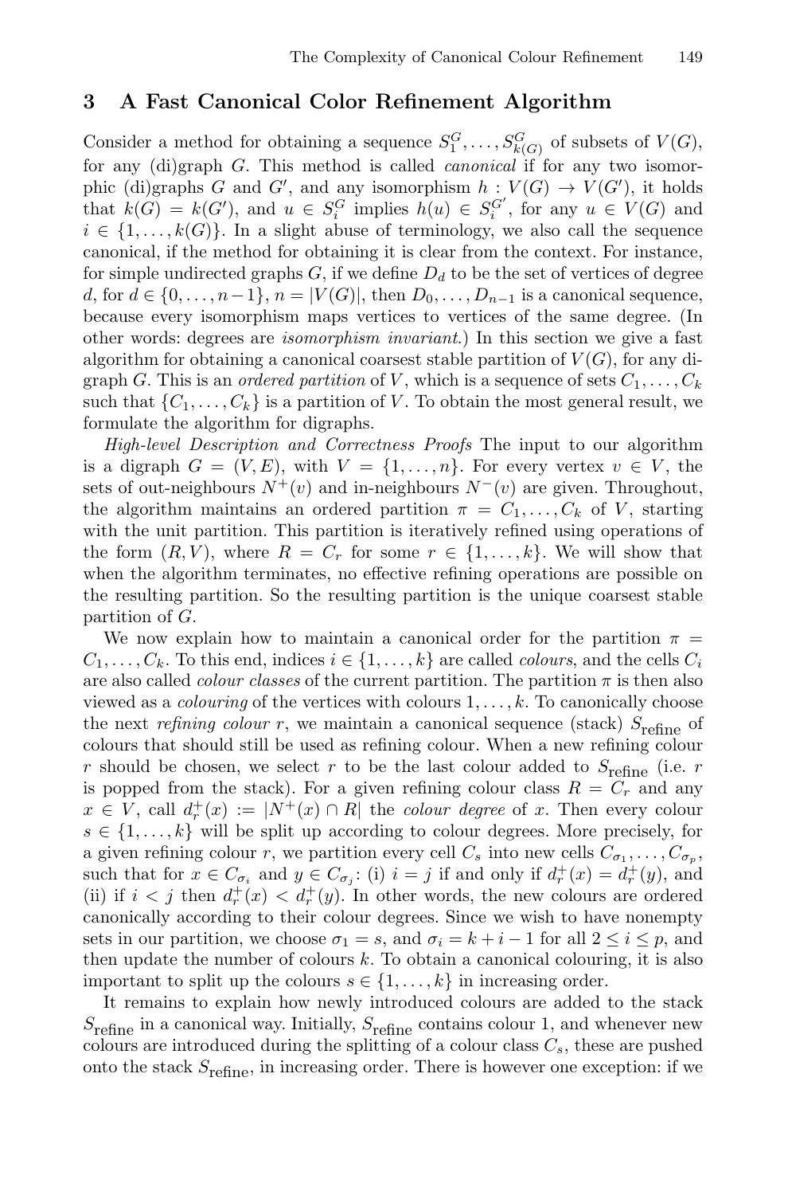## 3 A Fast Canonical Color Refinement Algorithm

Consider a method for obtaining a sequence $S_1^G, \dots, S_{k(G)}^G$ of subsets of $V(G)$, for any (di)graph $G$. This method is called *canonical* if for any two isomorphic (di)graphs $G$ and $G'$, and any isomorphism $h : V(G) \to V(G')$, it holds that $k(G) = k(G')$, and $u \in S_i^G$ implies $h(u) \in S_i^{G'}$, for any $u \in V(G)$ and $i \in \{1, \dots, k(G)\}$. In a slight abuse of terminology, we also call the sequence canonical, if the method for obtaining it is clear from the context. For instance, for simple undirected graphs $G$, if we define $D_d$ to be the set of vertices of degree $d$, for $d \in \{0, \dots, n-1\}$, $n = |V(G)|$, then $D_0, \dots, D_{n-1}$ is a canonical sequence, because every isomorphism maps vertices to vertices of the same degree. (In other words: degrees are *isomorphism invariant*.) In this section we give a fast algorithm for obtaining a canonical coarsest stable partition of $V(G)$, for any digraph $G$. This is an *ordered partition* of $V$, which is a sequence of sets $C_1, \dots, C_k$ such that $\{C_1, \dots, C_k\}$ is a partition of $V$. To obtain the most general result, we formulate the algorithm for digraphs.

*High-level Description and Correctness Proofs* The input to our algorithm is a digraph $G = (V, E)$, with $V = \{1, \dots, n\}$. For every vertex $v \in V$, the sets of out-neighbours $N^+(v)$ and in-neighbours $N^-(v)$ are given. Throughout, the algorithm maintains an ordered partition $\pi = C_1, \dots, C_k$ of $V$, starting with the unit partition. This partition is iteratively refined using operations of the form $(R, V)$, where $R = C_r$ for some $r \in \{1, \dots, k\}$. We will show that when the algorithm terminates, no effective refining operations are possible on the resulting partition. So the resulting partition is the unique coarsest stable partition of $G$.

We now explain how to maintain a canonical order for the partition $\pi = C_1, \dots, C_k$. To this end, indices $i \in \{1, \dots, k\}$ are called *colours*, and the cells $C_i$ are also called *colour classes* of the current partition. The partition $\pi$ is then also viewed as a *colouring* of the vertices with colours $1, \dots, k$. To canonically choose the next *refining colour* $r$, we maintain a canonical sequence (stack) $S_{\text{refine}}$ of colours that should still be used as refining colour. When a new refining colour $r$ should be chosen, we select $r$ to be the last colour added to $S_{\text{refine}}$ (i.e. $r$ is popped from the stack). For a given refining colour class $R = C_r$ and any $x \in V$, call $d_r^+(x) := |N^+(x) \cap R|$ the *colour degree* of $x$. Then every colour $s \in \{1, \dots, k\}$ will be split up according to colour degrees. More precisely, for a given refining colour $r$, we partition every cell $C_s$ into new cells $C_{\sigma_1}, \dots, C_{\sigma_p}$, such that for $x \in C_{\sigma_i}$ and $y \in C_{\sigma_j}$: (i) $i = j$ if and only if $d_r^+(x) = d_r^+(y)$, and (ii) if $i < j$ then $d_r^+(x) < d_r^+(y)$. In other words, the new colours are ordered canonically according to their colour degrees. Since we wish to have nonempty sets in our partition, we choose $\sigma_1 = s$, and $\sigma_i = k + i - 1$ for all $2 \le i \le p$, and then update the number of colours $k$. To obtain a canonical colouring, it is also important to split up the colours $s \in \{1, \dots, k\}$ in increasing order.

It remains to explain how newly introduced colours are added to the stack $S_{\text{refine}}$ in a canonical way. Initially, $S_{\text{refine}}$ contains colour 1, and whenever new colours are introduced during the splitting of a colour class $C_s$, these are pushed onto the stack $S_{\text{refine}}$, in increasing order. There is however one exception: if we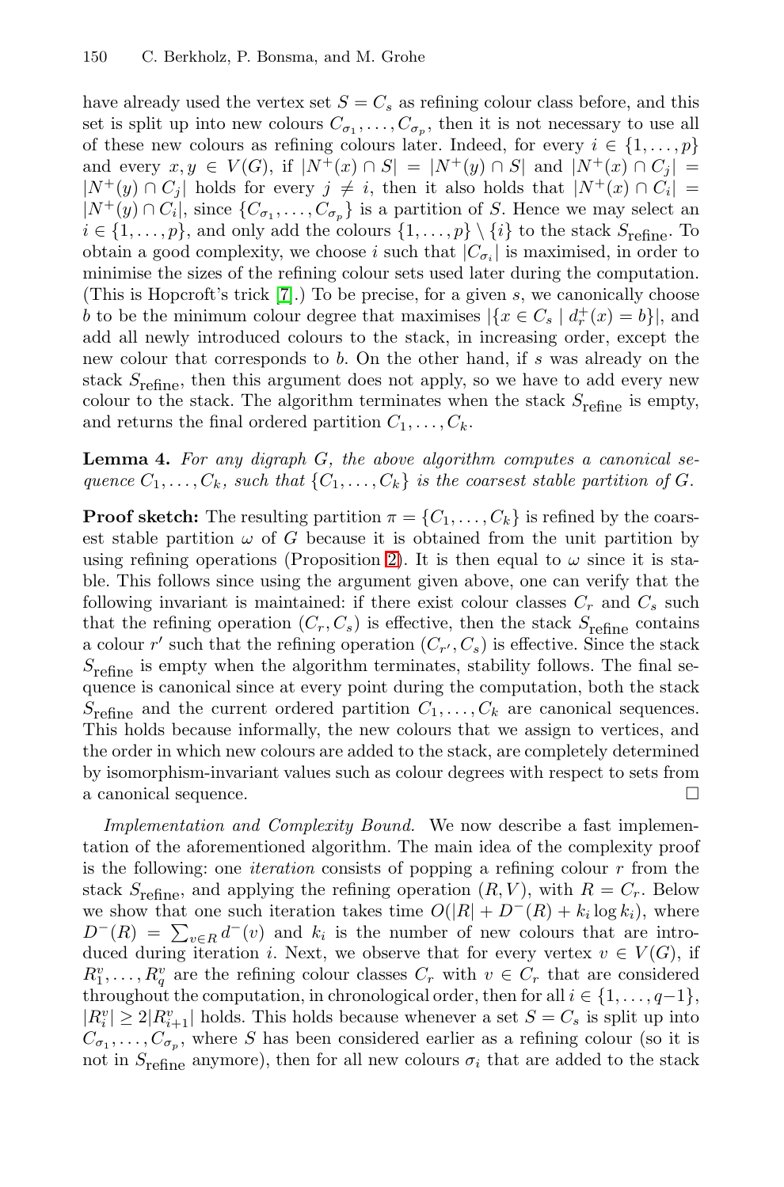have already used the vertex set $S = C_s$ as refining colour class before, and this set is split up into new colours $C_{\sigma_1}, \dots, C_{\sigma_p}$, then it is not necessary to use all of these new colours as refining colours later. Indeed, for every $i \in \{1, \dots, p\}$ and every $x, y \in V(G)$, if $|N^+(x) \cap S| = |N^+(y) \cap S|$ and $|N^+(x) \cap C_j| = |N^+(y) \cap C_j|$ holds for every $j \neq i$, then it also holds that $|N^+(x) \cap C_i| = |N^+(y) \cap C_i|$, since $\{C_{\sigma_1}, \dots, C_{\sigma_p}\}$ is a partition of $S$. Hence we may select an $i \in \{1, \dots, p\}$, and only add the colours $\{1, \dots, p\} \setminus \{i\}$ to the stack $S_{\text{refine}}$. To obtain a good complexity, we choose $i$ such that $|C_{\sigma_i}|$ is maximised, in order to minimise the sizes of the refining colour sets used later during the computation. (This is Hopcroft's trick [7].) To be precise, for a given $s$, we canonically choose $b$ to be the minimum colour degree that maximises $|\{x \in C_s \mid d_r^+(x) = b\}|$, and add all newly introduced colours to the stack, in increasing order, except the new colour that corresponds to $b$. On the other hand, if $s$ was already on the stack $S_{\text{refine}}$, then this argument does not apply, so we have to add every new colour to the stack. The algorithm terminates when the stack $S_{\text{refine}}$ is empty, and returns the final ordered partition $C_1, \dots, C_k$.

**Lemma 4.** *For any digraph $G$, the above algorithm computes a canonical sequence $C_1, \dots, C_k$, such that $\{C_1, \dots, C_k\}$ is the coarsest stable partition of $G$.*

**Proof sketch:** The resulting partition $\pi = \{C_1, \dots, C_k\}$ is refined by the coarsest stable partition $\omega$ of $G$ because it is obtained from the unit partition by using refining operations (Proposition 2). It is then equal to $\omega$ since it is stable. This follows since using the argument given above, one can verify that the following invariant is maintained: if there exist colour classes $C_r$ and $C_s$ such that the refining operation $(C_r, C_s)$ is effective, then the stack $S_{\text{refine}}$ contains a colour $r'$ such that the refining operation $(C_{r'}, C_s)$ is effective. Since the stack $S_{\text{refine}}$ is empty when the algorithm terminates, stability follows. The final sequence is canonical since at every point during the computation, both the stack $S_{\text{refine}}$ and the current ordered partition $C_1, \dots, C_k$ are canonical sequences. This holds because informally, the new colours that we assign to vertices, and the order in which new colours are added to the stack, are completely determined by isomorphism-invariant values such as colour degrees with respect to sets from a canonical sequence. □

*Implementation and Complexity Bound.* We now describe a fast implementation of the aforementioned algorithm. The main idea of the complexity proof is the following: one *iteration* consists of popping a refining colour $r$ from the stack $S_{\text{refine}}$, and applying the refining operation $(R, V)$, with $R = C_r$. Below we show that one such iteration takes time $O(|R| + D^-(R) + k_i \log k_i)$, where $D^-(R) = \sum_{v \in R} d^-(v)$ and $k_i$ is the number of new colours that are introduced during iteration $i$. Next, we observe that for every vertex $v \in V(G)$, if $R_1^v, \dots, R_q^v$ are the refining colour classes $C_r$ with $v \in C_r$ that are considered throughout the computation, in chronological order, then for all $i \in \{1, \dots, q-1\}$, $|R_i^v| \geq 2|R_{i+1}^v|$ holds. This holds because whenever a set $S = C_s$ is split up into $C_{\sigma_1}, \dots, C_{\sigma_p}$, where $S$ has been considered earlier as a refining colour (so it is not in $S_{\text{refine}}$ anymore), then for all new colours $\sigma_i$ that are added to the stack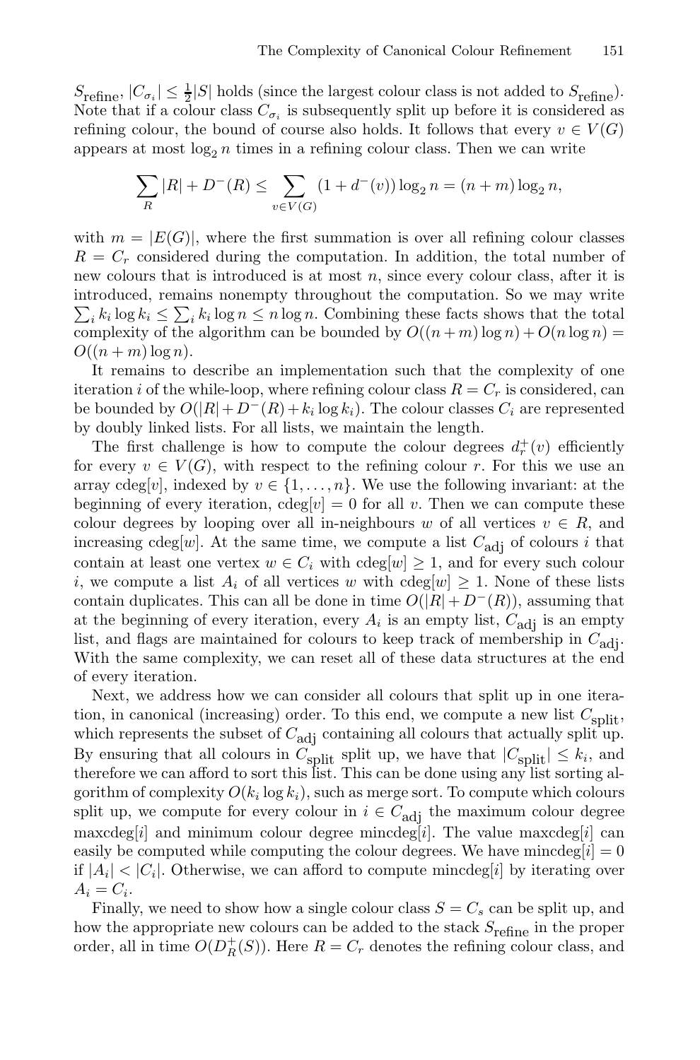$S_{\text{refine}}$, $|C_{\sigma_i}| \leq \frac{1}{2}|S|$ holds (since the largest colour class is not added to $S_{\text{refine}}$). Note that if a colour class $C_{\sigma_i}$ is subsequently split up before it is considered as refining colour, the bound of course also holds. It follows that every $v \in V(G)$ appears at most $\log_2 n$ times in a refining colour class. Then we can write

$$\sum_R |R| + D^-(R) \leq \sum_{v \in V(G)} (1 + d^-(v)) \log_2 n = (n+m) \log_2 n,$$

with $m = |E(G)|$, where the first summation is over all refining colour classes $R = C_r$ considered during the computation. In addition, the total number of new colours that is introduced is at most $n$, since every colour class, after it is introduced, remains nonempty throughout the computation. So we may write $\sum_i k_i \log k_i \leq \sum_i k_i \log n \leq n \log n$. Combining these facts shows that the total complexity of the algorithm can be bounded by $O((n+m)\log n) + O(n \log n) = O((n+m)\log n)$.

It remains to describe an implementation such that the complexity of one iteration $i$ of the while-loop, where refining colour class $R = C_r$ is considered, can be bounded by $O(|R| + D^-(R) + k_i \log k_i)$. The colour classes $C_i$ are represented by doubly linked lists. For all lists, we maintain the length.

The first challenge is how to compute the colour degrees $d_r^+(v)$ efficiently for every $v \in V(G)$, with respect to the refining colour $r$. For this we use an array cdeg[$v$], indexed by $v \in \{1, \ldots, n\}$. We use the following invariant: at the beginning of every iteration, cdeg[$v$] $= 0$ for all $v$. Then we can compute these colour degrees by looping over all in-neighbours $w$ of all vertices $v \in R$, and increasing cdeg[$w$]. At the same time, we compute a list $C_{\text{adj}}$ of colours $i$ that contain at least one vertex $w \in C_i$ with cdeg[$w$] $\geq 1$, and for every such colour $i$, we compute a list $A_i$ of all vertices $w$ with cdeg[$w$] $\geq 1$. None of these lists contain duplicates. This can all be done in time $O(|R| + D^-(R))$, assuming that at the beginning of every iteration, every $A_i$ is an empty list, $C_{\text{adj}}$ is an empty list, and flags are maintained for colours to keep track of membership in $C_{\text{adj}}$. With the same complexity, we can reset all of these data structures at the end of every iteration.

Next, we address how we can consider all colours that split up in one iteration, in canonical (increasing) order. To this end, we compute a new list $C_{\text{split}}$, which represents the subset of $C_{\text{adj}}$ containing all colours that actually split up. By ensuring that all colours in $C_{\text{split}}$ split up, we have that $|C_{\text{split}}| \leq k_i$, and therefore we can afford to sort this list. This can be done using any list sorting algorithm of complexity $O(k_i \log k_i)$, such as merge sort. To compute which colours split up, we compute for every colour in $i \in C_{\text{adj}}$ the maximum colour degree maxcdeg[$i$] and minimum colour degree mincdeg[$i$]. The value maxcdeg[$i$] can easily be computed while computing the colour degrees. We have mincdeg[$i$] $= 0$ if $|A_i| < |C_i|$. Otherwise, we can afford to compute mincdeg[$i$] by iterating over $A_i = C_i$.

Finally, we need to show how a single colour class $S = C_s$ can be split up, and how the appropriate new colours can be added to the stack $S_{\text{refine}}$ in the proper order, all in time $O(D_R^+(S))$. Here $R = C_r$ denotes the refining colour class, and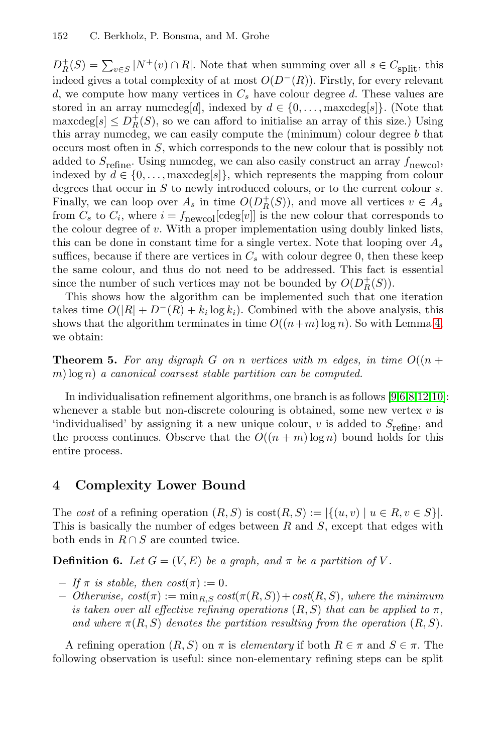$D_R^+(S) = \sum_{v \in S} |N^+(v) \cap R|$. Note that when summing over all $s \in C_{\text{split}}$, this indeed gives a total complexity of at most $O(D^-(R))$. Firstly, for every relevant $d$, we compute how many vertices in $C_s$ have colour degree $d$. These values are stored in an array numcdeg[$d$], indexed by $d \in \{0, \ldots, \text{maxcdeg}[s]\}$. (Note that $\text{maxcdeg}[s] \leq D_R^+(S)$, so we can afford to initialise an array of this size.) Using this array numcdeg, we can easily compute the (minimum) colour degree $b$ that occurs most often in $S$, which corresponds to the new colour that is possibly not added to $S_{\text{refine}}$. Using numcdeg, we can also easily construct an array $f_{\text{newcol}}$, indexed by $d \in \{0, \ldots, \text{maxcdeg}[s]\}$, which represents the mapping from colour degrees that occur in $S$ to newly introduced colours, or to the current colour $s$. Finally, we can loop over $A_s$ in time $O(D_R^+(S))$, and move all vertices $v \in A_s$ from $C_s$ to $C_i$, where $i = f_{\text{newcol}}[\text{cdeg}[v]]$ is the new colour that corresponds to the colour degree of $v$. With a proper implementation using doubly linked lists, this can be done in constant time for a single vertex. Note that looping over $A_s$ suffices, because if there are vertices in $C_s$ with colour degree 0, then these keep the same colour, and thus do not need to be addressed. This fact is essential since the number of such vertices may not be bounded by $O(D_R^+(S))$.

This shows how the algorithm can be implemented such that one iteration takes time $O(|R| + D^-(R) + k_i \log k_i)$. Combined with the above analysis, this shows that the algorithm terminates in time $O((n+m)\log n)$. So with Lemma 4, we obtain:

**Theorem 5.** *For any digraph $G$ on $n$ vertices with $m$ edges, in time $O((n + m)\log n)$ a canonical coarsest stable partition can be computed.*

In individualisation refinement algorithms, one branch is as follows [9,6,8,12,10]: whenever a stable but non-discrete colouring is obtained, some new vertex $v$ is 'individualised' by assigning it a new unique colour, $v$ is added to $S_{\text{refine}}$, and the process continues. Observe that the $O((n + m)\log n)$ bound holds for this entire process.

## 4 Complexity Lower Bound

The *cost* of a refining operation $(R, S)$ is $\text{cost}(R, S) := |\{(u, v) \mid u \in R, v \in S\}|$. This is basically the number of edges between $R$ and $S$, except that edges with both ends in $R \cap S$ are counted twice.

**Definition 6.** *Let $G = (V, E)$ be a graph, and $\pi$ be a partition of $V$.*

- *If $\pi$ is stable, then $cost(\pi) := 0$.*
- *Otherwise, $cost(\pi) := \min_{R,S} cost(\pi(R, S)) + cost(R, S)$, where the minimum is taken over all effective refining operations $(R, S)$ that can be applied to $\pi$, and where $\pi(R, S)$ denotes the partition resulting from the operation $(R, S)$.*

A refining operation $(R, S)$ on $\pi$ is *elementary* if both $R \in \pi$ and $S \in \pi$. The following observation is useful: since non-elementary refining steps can be split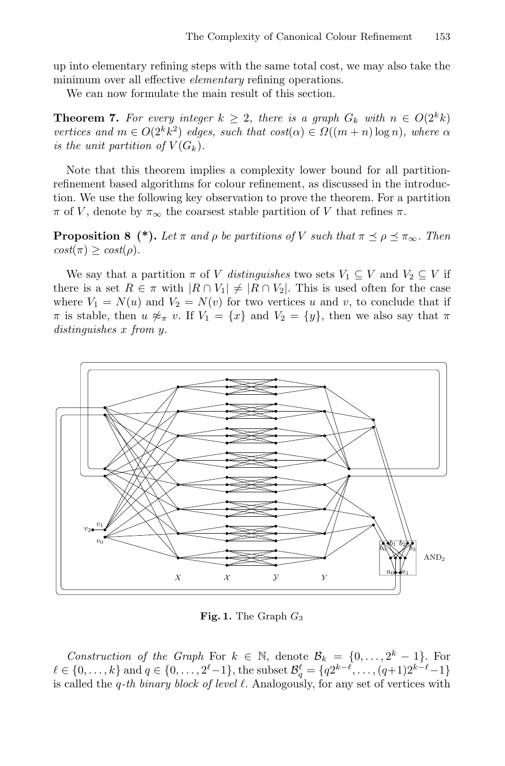up into elementary refining steps with the same total cost, we may also take the minimum over all effective *elementary* refining operations.

We can now formulate the main result of this section.

**Theorem 7.** *For every integer $k \geq 2$, there is a graph $G_k$ with $n \in O(2^k k)$ vertices and $m \in O(2^k k^2)$ edges, such that $cost(\alpha) \in \Omega((m+n)\log n)$, where $\alpha$ is the unit partition of $V(G_k)$.*

Note that this theorem implies a complexity lower bound for all partition-refinement based algorithms for colour refinement, as discussed in the introduction. We use the following key observation to prove the theorem. For a partition $\pi$ of $V$, denote by $\pi_\infty$ the coarsest stable partition of $V$ that refines $\pi$.

**Proposition 8 (\*).** *Let $\pi$ and $\rho$ be partitions of $V$ such that $\pi \preceq \rho \preceq \pi_\infty$. Then $cost(\pi) \geq cost(\rho)$.*

We say that a partition $\pi$ of $V$ *distinguishes* two sets $V_1 \subseteq V$ and $V_2 \subseteq V$ if there is a set $R \in \pi$ with $|R \cap V_1| \neq |R \cap V_2|$. This is used often for the case where $V_1 = N(u)$ and $V_2 = N(v)$ for two vertices $u$ and $v$, to conclude that if $\pi$ is stable, then $u \not\approx_\pi v$. If $V_1 = \{x\}$ and $V_2 = \{y\}$, then we also say that $\pi$ *distinguishes $x$ from $y$*.

**Fig. 1.** The Graph $G_3$

*Construction of the Graph* For $k \in \mathbb{N}$, denote $\mathcal{B}_k = \{0, \ldots, 2^k - 1\}$. For $\ell \in \{0, \ldots, k\}$ and $q \in \{0, \ldots, 2^\ell - 1\}$, the subset $\mathcal{B}_q^\ell = \{q2^{k-\ell}, \ldots, (q+1)2^{k-\ell} - 1\}$ is called the *q-th binary block of level $\ell$*. Analogously, for any set of vertices with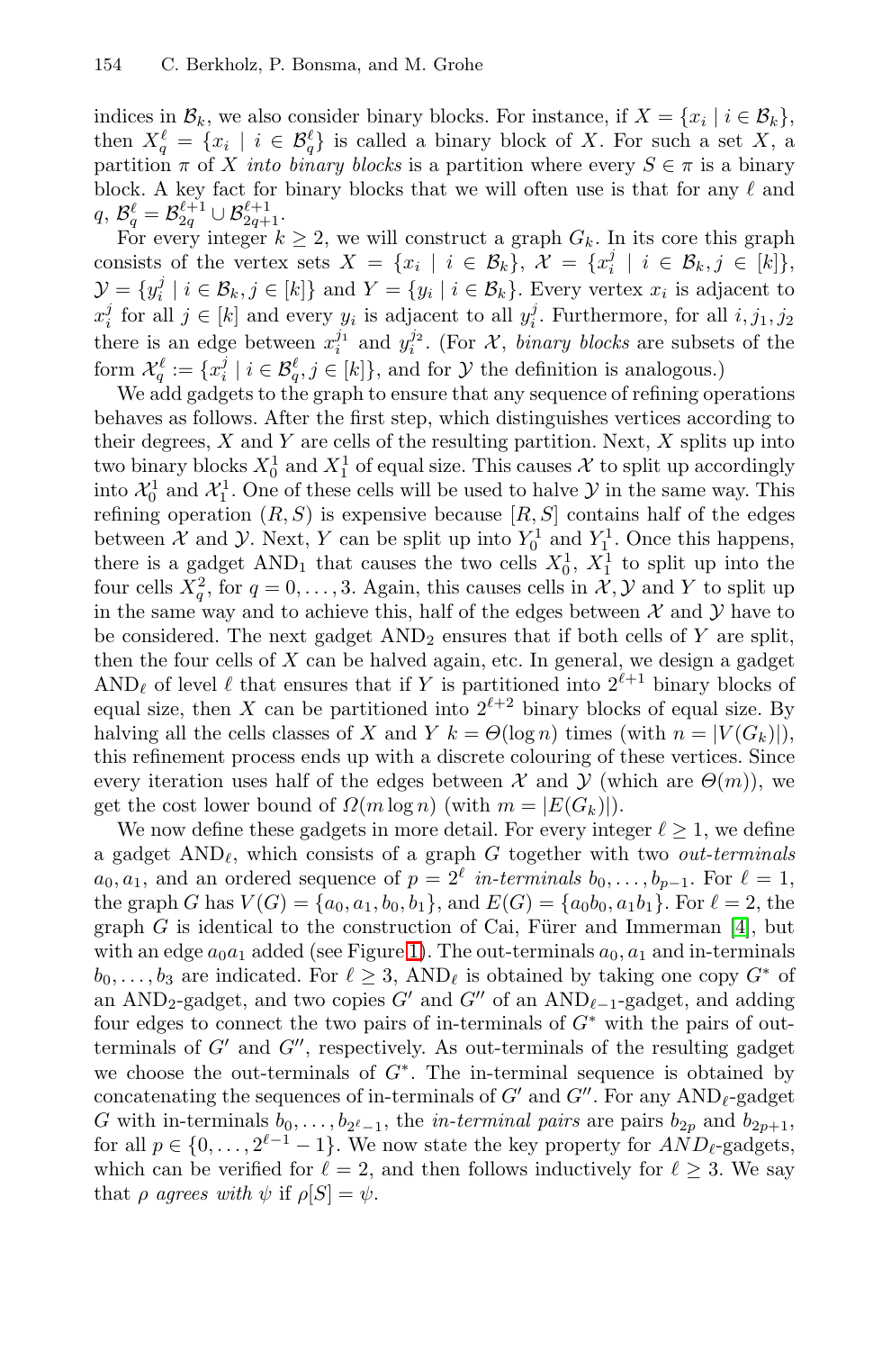indices in $\mathcal{B}_k$, we also consider binary blocks. For instance, if $X = \{x_i \mid i \in \mathcal{B}_k\}$, then $X^\ell_q = \{x_i \mid i \in \mathcal{B}^\ell_q\}$ is called a binary block of $X$. For such a set $X$, a partition $\pi$ of $X$ *into binary blocks* is a partition where every $S \in \pi$ is a binary block. A key fact for binary blocks that we will often use is that for any $\ell$ and $q$, $\mathcal{B}^\ell_q = \mathcal{B}^{\ell+1}_{2q} \cup \mathcal{B}^{\ell+1}_{2q+1}$.

For every integer $k \geq 2$, we will construct a graph $G_k$. In its core this graph consists of the vertex sets $X = \{x_i \mid i \in \mathcal{B}_k\}$, $\mathcal{X} = \{x^j_i \mid i \in \mathcal{B}_k, j \in [k]\}$, $\mathcal{Y} = \{y^j_i \mid i \in \mathcal{B}_k, j \in [k]\}$ and $Y = \{y_i \mid i \in \mathcal{B}_k\}$. Every vertex $x_i$ is adjacent to $x^j_i$ for all $j \in [k]$ and every $y_i$ is adjacent to all $y^j_i$. Furthermore, for all $i, j_1, j_2$ there is an edge between $x^{j_1}_i$ and $y^{j_2}_i$. (For $\mathcal{X}$, *binary blocks* are subsets of the form $\mathcal{X}^\ell_q := \{x^j_i \mid i \in \mathcal{B}^\ell_q, j \in [k]\}$, and for $\mathcal{Y}$ the definition is analogous.)

We add gadgets to the graph to ensure that any sequence of refining operations behaves as follows. After the first step, which distinguishes vertices according to their degrees, $X$ and $Y$ are cells of the resulting partition. Next, $X$ splits up into two binary blocks $X^1_0$ and $X^1_1$ of equal size. This causes $\mathcal{X}$ to split up accordingly into $\mathcal{X}^1_0$ and $\mathcal{X}^1_1$. One of these cells will be used to halve $\mathcal{Y}$ in the same way. This refining operation $(R, S)$ is expensive because $[R, S]$ contains half of the edges between $\mathcal{X}$ and $\mathcal{Y}$. Next, $Y$ can be split up into $Y^1_0$ and $Y^1_1$. Once this happens, there is a gadget $\text{AND}_1$ that causes the two cells $X^1_0$, $X^1_1$ to split up into the four cells $X^2_q$, for $q = 0, \ldots, 3$. Again, this causes cells in $\mathcal{X}, \mathcal{Y}$ and $Y$ to split up in the same way and to achieve this, half of the edges between $\mathcal{X}$ and $\mathcal{Y}$ have to be considered. The next gadget $\text{AND}_2$ ensures that if both cells of $Y$ are split, then the four cells of $X$ can be halved again, etc. In general, we design a gadget $\text{AND}_\ell$ of level $\ell$ that ensures that if $Y$ is partitioned into $2^{\ell+1}$ binary blocks of equal size, then $X$ can be partitioned into $2^{\ell+2}$ binary blocks of equal size. By halving all the cells classes of $X$ and $Y$ $k = \Theta(\log n)$ times (with $n = |V(G_k)|$), this refinement process ends up with a discrete colouring of these vertices. Since every iteration uses half of the edges between $\mathcal{X}$ and $\mathcal{Y}$ (which are $\Theta(m)$), we get the cost lower bound of $\Omega(m \log n)$ (with $m = |E(G_k)|$).

We now define these gadgets in more detail. For every integer $\ell \geq 1$, we define a gadget $\text{AND}_\ell$, which consists of a graph $G$ together with two *out-terminals* $a_0, a_1$, and an ordered sequence of $p = 2^\ell$ *in-terminals* $b_0, \ldots, b_{p-1}$. For $\ell = 1$, the graph $G$ has $V(G) = \{a_0, a_1, b_0, b_1\}$, and $E(G) = \{a_0b_0, a_1b_1\}$. For $\ell = 2$, the graph $G$ is identical to the construction of Cai, Fürer and Immerman [4], but with an edge $a_0a_1$ added (see Figure 1). The out-terminals $a_0, a_1$ and in-terminals $b_0, \ldots, b_3$ are indicated. For $\ell \geq 3$, $\text{AND}_\ell$ is obtained by taking one copy $G^*$ of an $\text{AND}_2$-gadget, and two copies $G'$ and $G''$ of an $\text{AND}_{\ell-1}$-gadget, and adding four edges to connect the two pairs of in-terminals of $G^*$ with the pairs of out-terminals of $G'$ and $G''$, respectively. As out-terminals of the resulting gadget we choose the out-terminals of $G^*$. The in-terminal sequence is obtained by concatenating the sequences of in-terminals of $G'$ and $G''$. For any $\text{AND}_\ell$-gadget $G$ with in-terminals $b_0, \ldots, b_{2^\ell-1}$, the *in-terminal pairs* are pairs $b_{2p}$ and $b_{2p+1}$, for all $p \in \{0, \ldots, 2^{\ell-1} - 1\}$. We now state the key property for $AND_\ell$-gadgets, which can be verified for $\ell = 2$, and then follows inductively for $\ell \geq 3$. We say that $\rho$ *agrees with* $\psi$ if $\rho[S] = \psi$.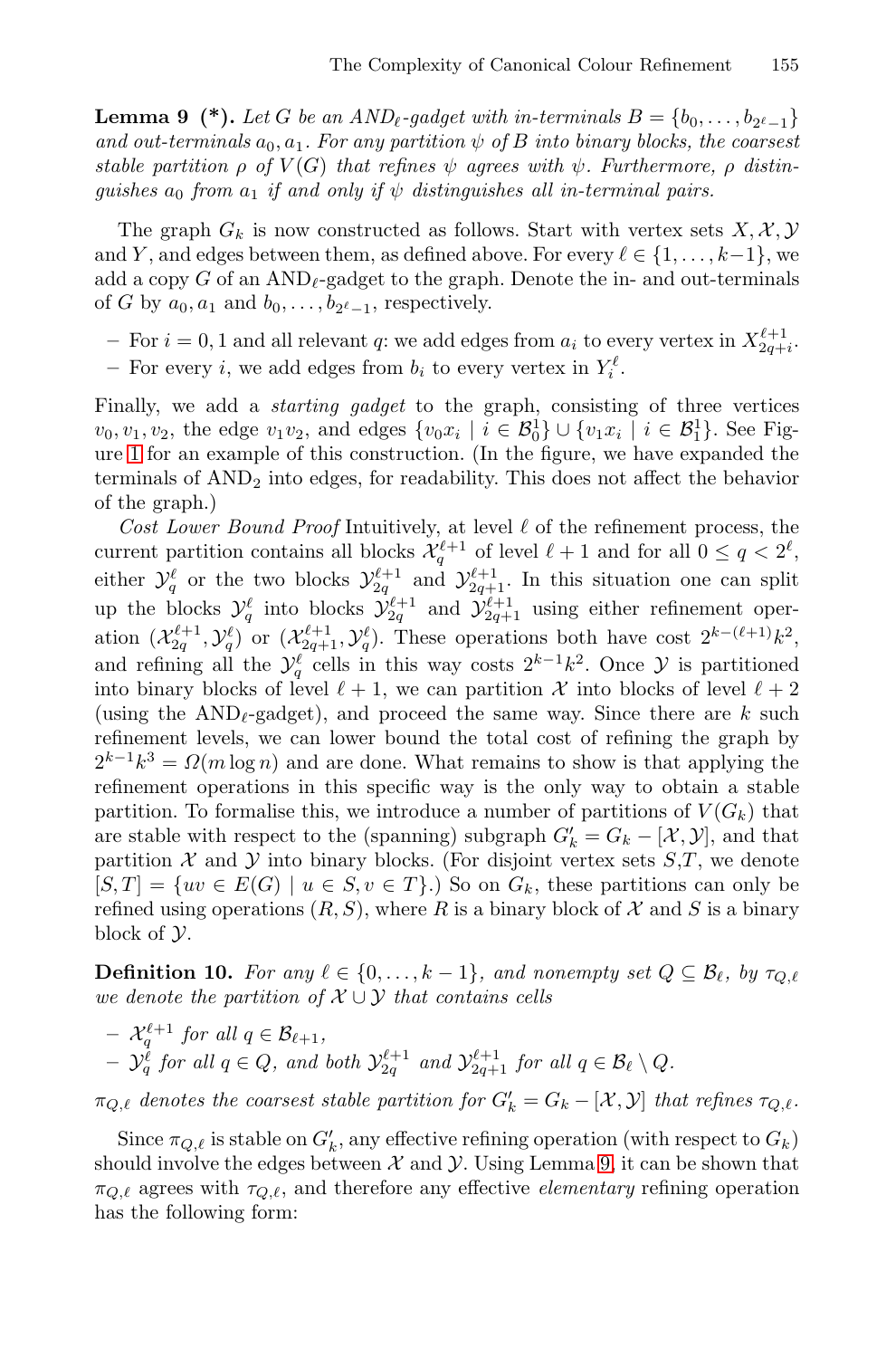**Lemma 9 (*).** *Let $G$ be an AND$_\ell$-gadget with in-terminals $B = \{b_0, \ldots, b_{2^\ell - 1}\}$ and out-terminals $a_0, a_1$. For any partition $\psi$ of $B$ into binary blocks, the coarsest stable partition $\rho$ of $V(G)$ that refines $\psi$ agrees with $\psi$. Furthermore, $\rho$ distinguishes $a_0$ from $a_1$ if and only if $\psi$ distinguishes all in-terminal pairs.*

The graph $G_k$ is now constructed as follows. Start with vertex sets $X, \mathcal{X}, \mathcal{Y}$ and $Y$, and edges between them, as defined above. For every $\ell \in \{1, \ldots, k-1\}$, we add a copy $G$ of an AND$_\ell$-gadget to the graph. Denote the in- and out-terminals of $G$ by $a_0, a_1$ and $b_0, \ldots, b_{2^\ell - 1}$, respectively.

- For $i = 0, 1$ and all relevant $q$: we add edges from $a_i$ to every vertex in $X^{\ell+1}_{2q+i}$.
- For every $i$, we add edges from $b_i$ to every vertex in $Y^\ell_i$.

Finally, we add a *starting gadget* to the graph, consisting of three vertices $v_0, v_1, v_2$, the edge $v_1 v_2$, and edges $\{v_0 x_i \mid i \in \mathcal{B}^1_0\} \cup \{v_1 x_i \mid i \in \mathcal{B}^1_1\}$. See Figure 1 for an example of this construction. (In the figure, we have expanded the terminals of AND$_2$ into edges, for readability. This does not affect the behavior of the graph.)

*Cost Lower Bound Proof* Intuitively, at level $\ell$ of the refinement process, the current partition contains all blocks $\mathcal{X}^{\ell+1}_q$ of level $\ell + 1$ and for all $0 \le q < 2^\ell$, either $\mathcal{Y}^\ell_q$ or the two blocks $\mathcal{Y}^{\ell+1}_{2q}$ and $\mathcal{Y}^{\ell+1}_{2q+1}$. In this situation one can split up the blocks $\mathcal{Y}^\ell_q$ into blocks $\mathcal{Y}^{\ell+1}_{2q}$ and $\mathcal{Y}^{\ell+1}_{2q+1}$ using either refinement operation $(\mathcal{X}^{\ell+1}_{2q}, \mathcal{Y}^\ell_q)$ or $(\mathcal{X}^{\ell+1}_{2q+1}, \mathcal{Y}^\ell_q)$. These operations both have cost $2^{k-(\ell+1)}k^2$, and refining all the $\mathcal{Y}^\ell_q$ cells in this way costs $2^{k-1}k^2$. Once $\mathcal{Y}$ is partitioned into binary blocks of level $\ell + 1$, we can partition $\mathcal{X}$ into blocks of level $\ell + 2$ (using the AND$_\ell$-gadget), and proceed the same way. Since there are $k$ such refinement levels, we can lower bound the total cost of refining the graph by $2^{k-1}k^3 = \Omega(m \log n)$ and are done. What remains to show is that applying the refinement operations in this specific way is the only way to obtain a stable partition. To formalise this, we introduce a number of partitions of $V(G_k)$ that are stable with respect to the (spanning) subgraph $G'_k = G_k - [\mathcal{X}, \mathcal{Y}]$, and that partition $\mathcal{X}$ and $\mathcal{Y}$ into binary blocks. (For disjoint vertex sets $S, T$, we denote $[S, T] = \{uv \in E(G) \mid u \in S, v \in T\}$.) So on $G_k$, these partitions can only be refined using operations $(R, S)$, where $R$ is a binary block of $\mathcal{X}$ and $S$ is a binary block of $\mathcal{Y}$.

**Definition 10.** *For any $\ell \in \{0, \ldots, k-1\}$, and nonempty set $Q \subseteq \mathcal{B}_\ell$, by $\tau_{Q,\ell}$ we denote the partition of $\mathcal{X} \cup \mathcal{Y}$ that contains cells*

- *$\mathcal{X}^{\ell+1}_q$ for all $q \in \mathcal{B}_{\ell+1}$,*
- *$\mathcal{Y}^\ell_q$ for all $q \in Q$, and both $\mathcal{Y}^{\ell+1}_{2q}$ and $\mathcal{Y}^{\ell+1}_{2q+1}$ for all $q \in \mathcal{B}_\ell \setminus Q$.*

*$\pi_{Q,\ell}$ denotes the coarsest stable partition for $G'_k = G_k - [\mathcal{X}, \mathcal{Y}]$ that refines $\tau_{Q,\ell}$.*

Since $\pi_{Q,\ell}$ is stable on $G'_k$, any effective refining operation (with respect to $G_k$) should involve the edges between $\mathcal{X}$ and $\mathcal{Y}$. Using Lemma 9, it can be shown that $\pi_{Q,\ell}$ agrees with $\tau_{Q,\ell}$, and therefore any effective *elementary* refining operation has the following form: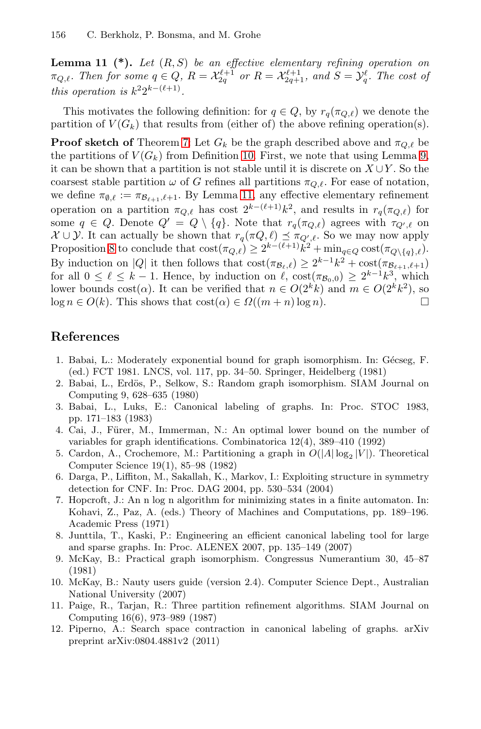**Lemma 11 (*).** *Let $(R, S)$ be an effective elementary refining operation on $\pi_{Q,\ell}$. Then for some $q \in Q$, $R = \mathcal{X}_{2q}^{\ell+1}$ or $R = \mathcal{X}_{2q+1}^{\ell+1}$, and $S = \mathcal{Y}_q^{\ell}$. The cost of this operation is $k^2 2^{k-(\ell+1)}$.*

This motivates the following definition: for $q \in Q$, by $r_q(\pi_{Q,\ell})$ we denote the partition of $V(G_k)$ that results from (either of) the above refining operation(s).

**Proof sketch of** Theorem 7: Let $G_k$ be the graph described above and $\pi_{Q,\ell}$ be the partitions of $V(G_k)$ from Definition 10. First, we note that using Lemma 9, it can be shown that a partition is not stable until it is discrete on $X \cup Y$. So the coarsest stable partition $\omega$ of $G$ refines all partitions $\pi_{Q,\ell}$. For ease of notation, we define $\pi_{\emptyset,\ell} := \pi_{\mathcal{B}_{\ell+1},\ell+1}$. By Lemma 11, any effective elementary refinement operation on a partition $\pi_{Q,\ell}$ has cost $2^{k-(\ell+1)}k^2$, and results in $r_q(\pi_{Q,\ell})$ for some $q \in Q$. Denote $Q' = Q \setminus \{q\}$. Note that $r_q(\pi_{Q,\ell})$ agrees with $\tau_{Q',\ell}$ on $\mathcal{X} \cup \mathcal{Y}$. It can actually be shown that $r_q(\pi Q, \ell) \preceq \pi_{Q',\ell}$. So we may now apply Proposition 8 to conclude that $\text{cost}(\pi_{Q,\ell}) \geq 2^{k-(\ell+1)}k^2 + \min_{q \in Q} \text{cost}(\pi_{Q \setminus \{q\},\ell})$. By induction on $|Q|$ it then follows that $\text{cost}(\pi_{\mathcal{B}_\ell,\ell}) \geq 2^{k-1}k^2 + \text{cost}(\pi_{\mathcal{B}_{\ell+1},\ell+1})$ for all $0 \leq \ell \leq k-1$. Hence, by induction on $\ell$, $\text{cost}(\pi_{\mathcal{B}_0,0}) \geq 2^{k-1}k^3$, which lower bounds $\text{cost}(\alpha)$. It can be verified that $n \in O(2^k k)$ and $m \in O(2^k k^2)$, so $\log n \in O(k)$. This shows that $\text{cost}(\alpha) \in \Omega((m+n)\log n)$. □

## References

1. Babai, L.: Moderately exponential bound for graph isomorphism. In: Gécseg, F. (ed.) FCT 1981. LNCS, vol. 117, pp. 34–50. Springer, Heidelberg (1981)
2. Babai, L., Erdös, P., Selkow, S.: Random graph isomorphism. SIAM Journal on Computing 9, 628–635 (1980)
3. Babai, L., Luks, E.: Canonical labeling of graphs. In: Proc. STOC 1983, pp. 171–183 (1983)
4. Cai, J., Fürer, M., Immerman, N.: An optimal lower bound on the number of variables for graph identifications. Combinatorica 12(4), 389–410 (1992)
5. Cardon, A., Crochemore, M.: Partitioning a graph in $O(|A| \log_2 |V|)$. Theoretical Computer Science 19(1), 85–98 (1982)
6. Darga, P., Liffiton, M., Sakallah, K., Markov, I.: Exploiting structure in symmetry detection for CNF. In: Proc. DAG 2004, pp. 530–534 (2004)
7. Hopcroft, J.: An n log n algorithm for minimizing states in a finite automaton. In: Kohavi, Z., Paz, A. (eds.) Theory of Machines and Computations, pp. 189–196. Academic Press (1971)
8. Junttila, T., Kaski, P.: Engineering an efficient canonical labeling tool for large and sparse graphs. In: Proc. ALENEX 2007, pp. 135–149 (2007)
9. McKay, B.: Practical graph isomorphism. Congressus Numerantium 30, 45–87 (1981)
10. McKay, B.: Nauty users guide (version 2.4). Computer Science Dept., Australian National University (2007)
11. Paige, R., Tarjan, R.: Three partition refinement algorithms. SIAM Journal on Computing 16(6), 973–989 (1987)
12. Piperno, A.: Search space contraction in canonical labeling of graphs. arXiv preprint arXiv:0804.4881v2 (2011)